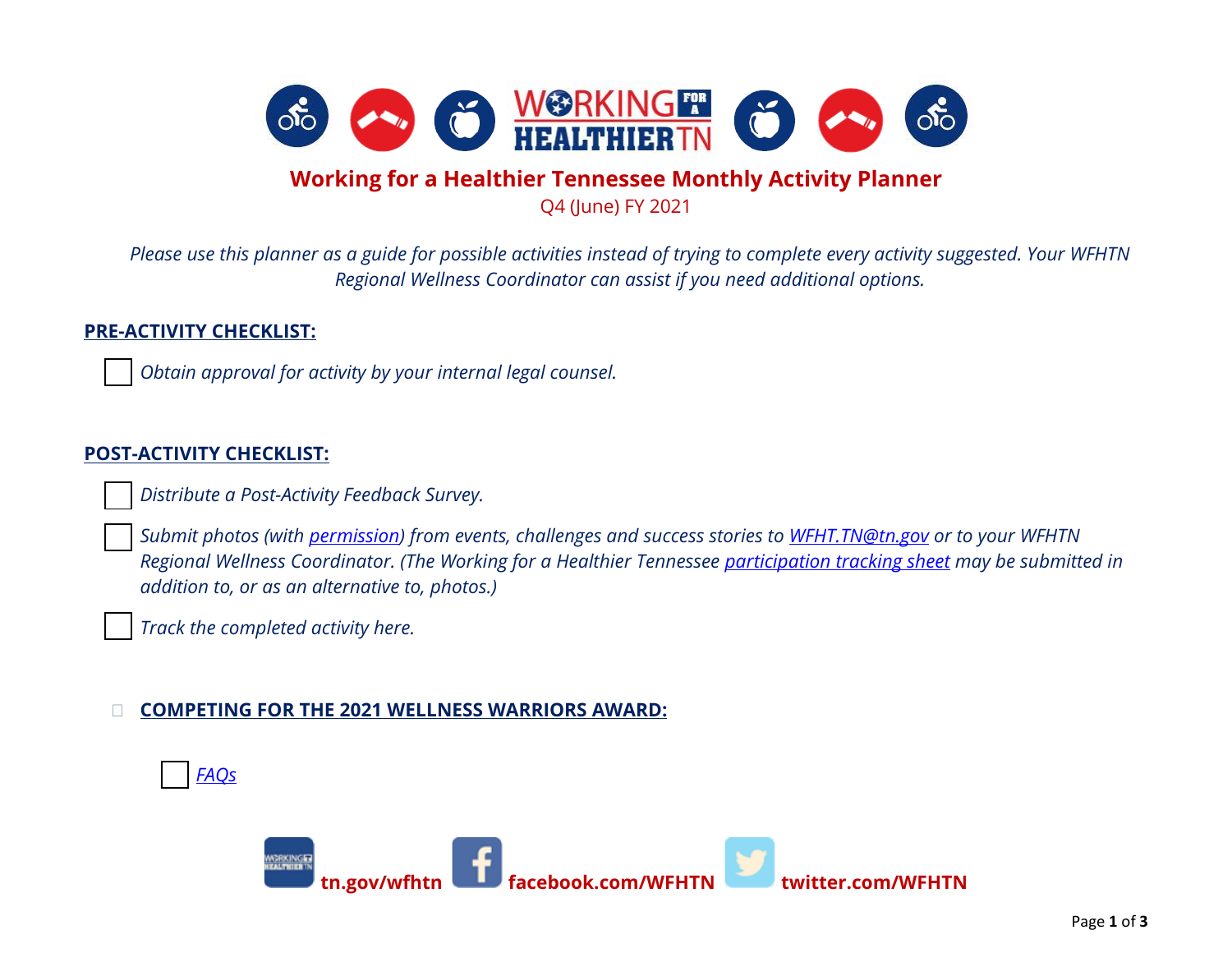# Working for a Healthier Tennessee Monthly Activity Planner

Q4 (June) FY 2021

*Please use this planner as a guide for possible activities instead of trying to complete every activity suggested. Your WFHTN Regional Wellness Coordinator can assist if you need additional options.*

**PRE-ACTIVITY CHECKLIST:**

- [ ] *Obtain approval for activity by your internal legal counsel.*

**POST-ACTIVITY CHECKLIST:**

- [ ] *Distribute a Post-Activity Feedback Survey.*
- [ ] *Submit photos (with permission) from events, challenges and success stories to WFHT.TN@tn.gov or to your WFHTN Regional Wellness Coordinator. (The Working for a Healthier Tennessee participation tracking sheet may be submitted in addition to, or as an alternative to, photos.)*
- [ ] *Track the completed activity here.*

**COMPETING FOR THE 2021 WELLNESS WARRIORS AWARD:**

- [ ] *FAQs*

**tn.gov/wfhtn** **facebook.com/WFHTN** **twitter.com/WFHTN**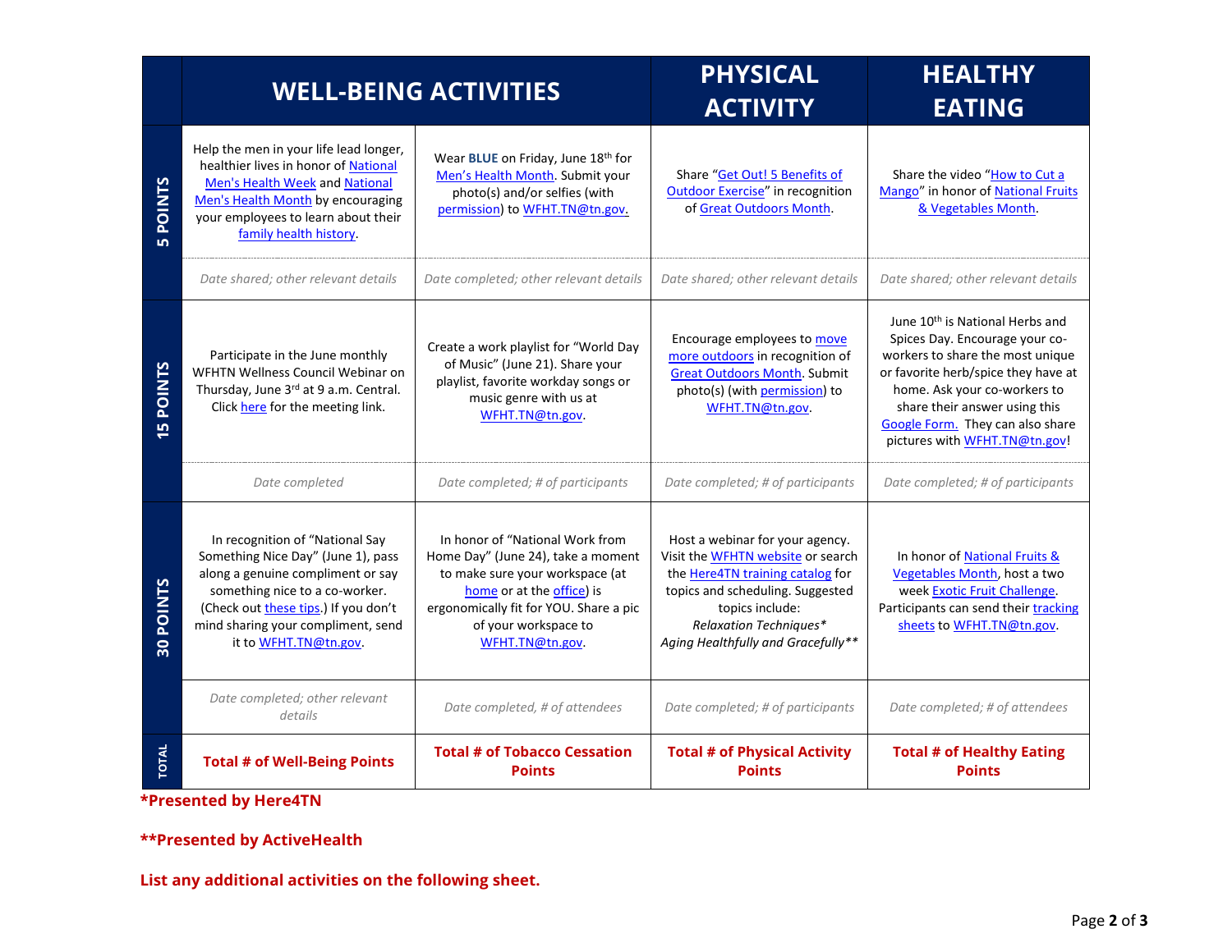| | WELL-BEING ACTIVITIES | | PHYSICAL ACTIVITY | HEALTHY EATING |
|---|---|---|---|---|
| **5 POINTS** | Help the men in your life lead longer, healthier lives in honor of National Men's Health Week and National Men's Health Month by encouraging your employees to learn about their family health history. | Wear **BLUE** on Friday, June 18th for Men's Health Month. Submit your photo(s) and/or selfies (with permission) to WFHT.TN@tn.gov. | Share "Get Out! 5 Benefits of Outdoor Exercise" in recognition of Great Outdoors Month. | Share the video "How to Cut a Mango" in honor of National Fruits & Vegetables Month. |
| | *Date shared; other relevant details* | *Date completed; other relevant details* | *Date shared; other relevant details* | *Date shared; other relevant details* |
| **15 POINTS** | Participate in the June monthly WFHTN Wellness Council Webinar on Thursday, June 3rd at 9 a.m. Central. Click here for the meeting link. | Create a work playlist for "World Day of Music" (June 21). Share your playlist, favorite workday songs or music genre with us at WFHT.TN@tn.gov. | Encourage employees to move more outdoors in recognition of Great Outdoors Month. Submit photo(s) (with permission) to WFHT.TN@tn.gov. | June 10th is National Herbs and Spices Day. Encourage your co-workers to share the most unique or favorite herb/spice they have at home. Ask your co-workers to share their answer using this Google Form. They can also share pictures with WFHT.TN@tn.gov! |
| | *Date completed* | *Date completed; # of participants* | *Date completed; # of participants* | *Date completed; # of participants* |
| **30 POINTS** | In recognition of "National Say Something Nice Day" (June 1), pass along a genuine compliment or say something nice to a co-worker. (Check out these tips.) If you don't mind sharing your compliment, send it to WFHT.TN@tn.gov. | In honor of "National Work from Home Day" (June 24), take a moment to make sure your workspace (at home or at the office) is ergonomically fit for YOU. Share a pic of your workspace to WFHT.TN@tn.gov. | Host a webinar for your agency. Visit the WFHTN website or search the Here4TN training catalog for topics and scheduling. Suggested topics include: *Relaxation Techniques\** *Aging Healthfully and Gracefully\*\** | In honor of National Fruits & Vegetables Month, host a two week Exotic Fruit Challenge. Participants can send their tracking sheets to WFHT.TN@tn.gov. |
| | *Date completed; other relevant details* | *Date completed, # of attendees* | *Date completed; # of participants* | *Date completed; # of attendees* |
| **TOTAL** | **Total # of Well-Being Points** | **Total # of Tobacco Cessation Points** | **Total # of Physical Activity Points** | **Total # of Healthy Eating Points** |

**\*Presented by Here4TN**

**\*\*Presented by ActiveHealth**

**List any additional activities on the following sheet.**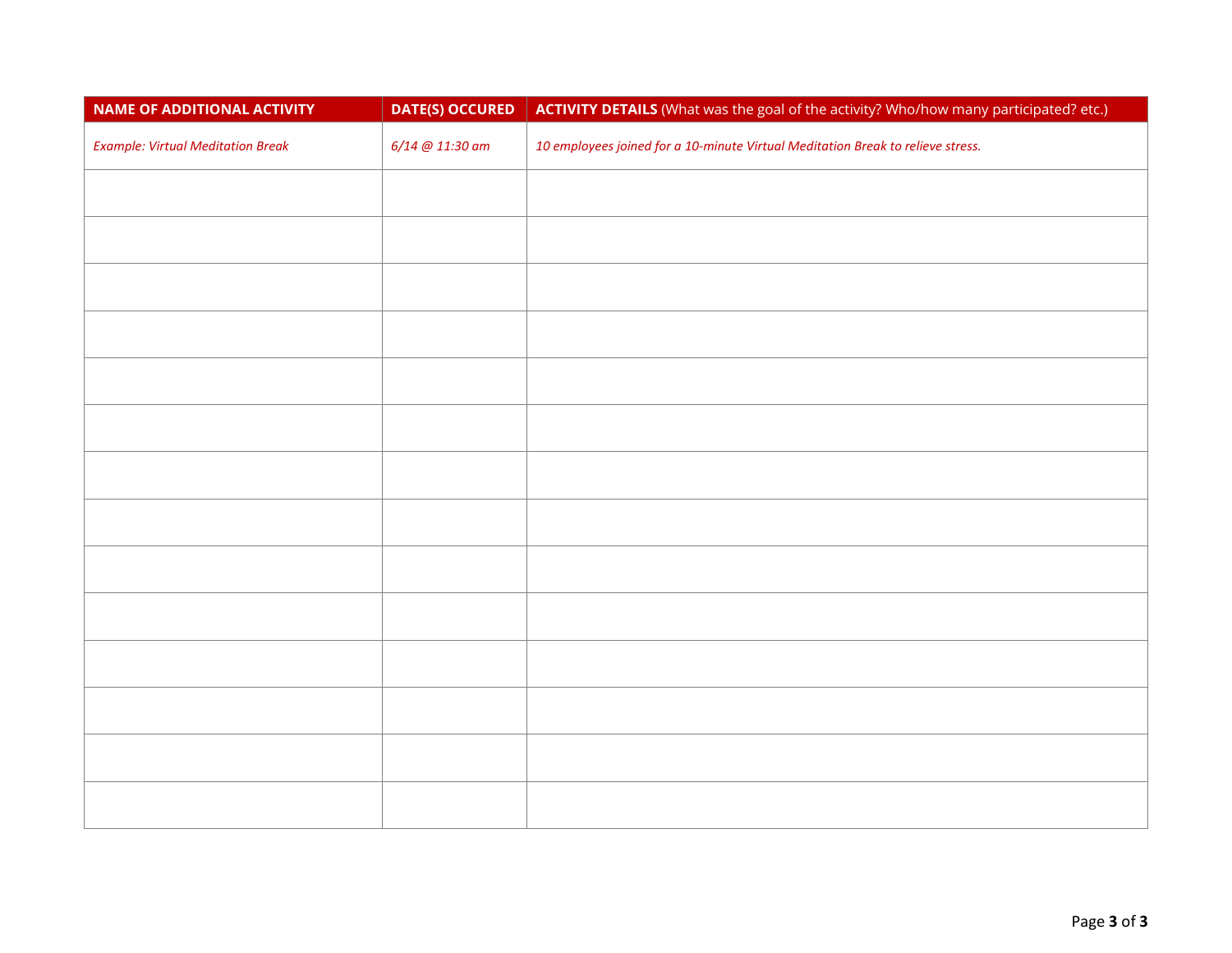| **NAME OF ADDITIONAL ACTIVITY** | **DATE(S) OCCURED** | **ACTIVITY DETAILS** (What was the goal of the activity? Who/how many participated? etc.) |
|---|---|---|
| *Example: Virtual Meditation Break* | *6/14 @ 11:30 am* | *10 employees joined for a 10-minute Virtual Meditation Break to relieve stress.* |
| | | |
| | | |
| | | |
| | | |
| | | |
| | | |
| | | |
| | | |
| | | |
| | | |
| | | |
| | | |
| | | |
| | | |